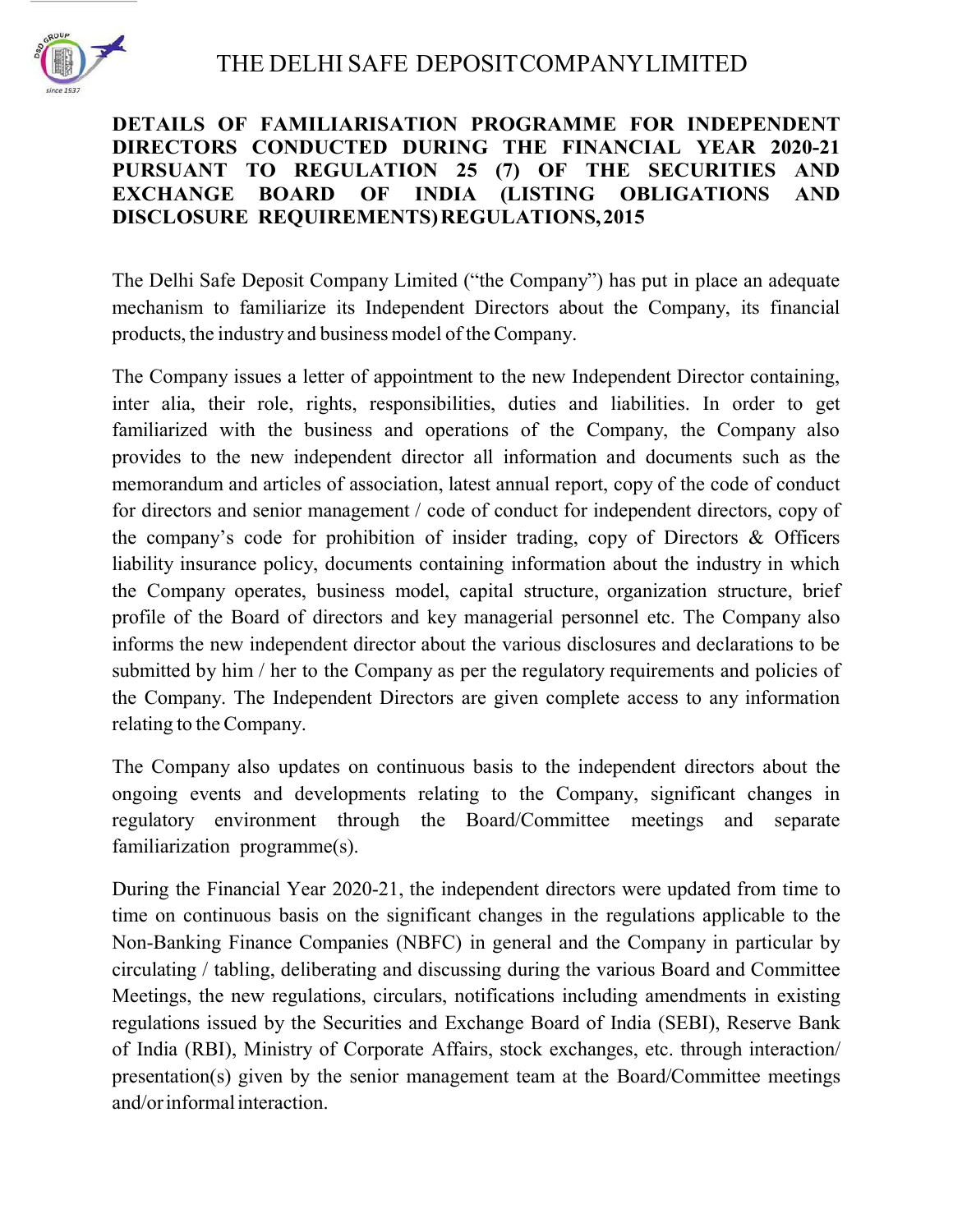# THE DELHI SAFE DEPOSIT COMPANY LIMITED

**DETAILS OF FAMILIARISATION PROGRAMME FOR INDEPENDENT DIRECTORS CONDUCTED DURING THE FINANCIAL YEAR 2020-21 PURSUANT TO REGULATION 25 (7) OF THE SECURITIES AND EXCHANGE BOARD OF INDIA (LISTING OBLIGATIONS AND DISCLOSURE REQUIREMENTS) REGULATIONS, 2015**

The Delhi Safe Deposit Company Limited ("the Company") has put in place an adequate mechanism to familiarize its Independent Directors about the Company, its financial products, the industry and business model of the Company.

The Company issues a letter of appointment to the new Independent Director containing, inter alia, their role, rights, responsibilities, duties and liabilities. In order to get familiarized with the business and operations of the Company, the Company also provides to the new independent director all information and documents such as the memorandum and articles of association, latest annual report, copy of the code of conduct for directors and senior management / code of conduct for independent directors, copy of the company's code for prohibition of insider trading, copy of Directors & Officers liability insurance policy, documents containing information about the industry in which the Company operates, business model, capital structure, organization structure, brief profile of the Board of directors and key managerial personnel etc. The Company also informs the new independent director about the various disclosures and declarations to be submitted by him / her to the Company as per the regulatory requirements and policies of the Company. The Independent Directors are given complete access to any information relating to the Company.

The Company also updates on continuous basis to the independent directors about the ongoing events and developments relating to the Company, significant changes in regulatory environment through the Board/Committee meetings and separate familiarization programme(s).

During the Financial Year 2020-21, the independent directors were updated from time to time on continuous basis on the significant changes in the regulations applicable to the Non-Banking Finance Companies (NBFC) in general and the Company in particular by circulating / tabling, deliberating and discussing during the various Board and Committee Meetings, the new regulations, circulars, notifications including amendments in existing regulations issued by the Securities and Exchange Board of India (SEBI), Reserve Bank of India (RBI), Ministry of Corporate Affairs, stock exchanges, etc. through interaction/ presentation(s) given by the senior management team at the Board/Committee meetings and/or informal interaction.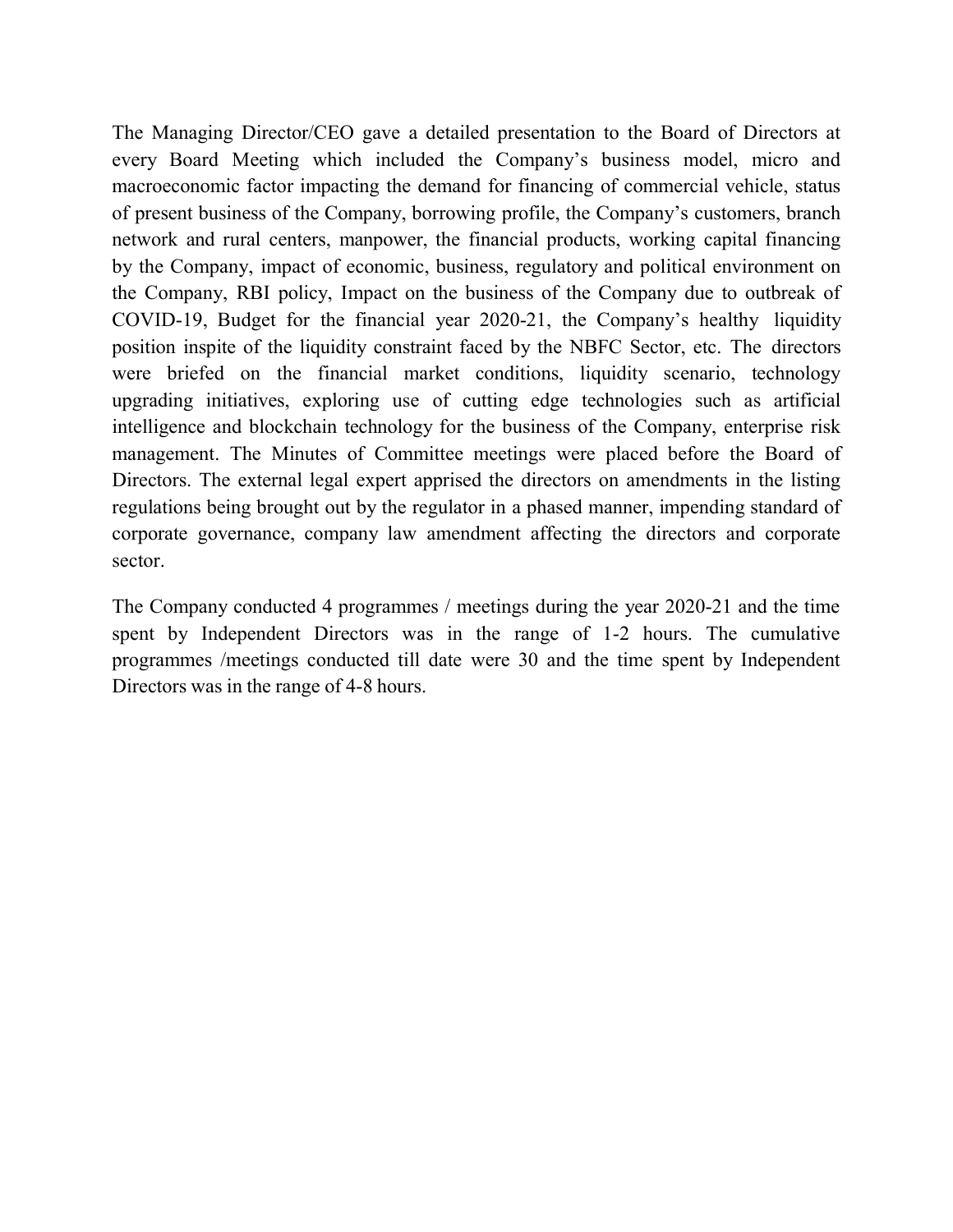The Managing Director/CEO gave a detailed presentation to the Board of Directors at every Board Meeting which included the Company's business model, micro and macroeconomic factor impacting the demand for financing of commercial vehicle, status of present business of the Company, borrowing profile, the Company's customers, branch network and rural centers, manpower, the financial products, working capital financing by the Company, impact of economic, business, regulatory and political environment on the Company, RBI policy, Impact on the business of the Company due to outbreak of COVID-19, Budget for the financial year 2020-21, the Company's healthy liquidity position inspite of the liquidity constraint faced by the NBFC Sector, etc. The directors were briefed on the financial market conditions, liquidity scenario, technology upgrading initiatives, exploring use of cutting edge technologies such as artificial intelligence and blockchain technology for the business of the Company, enterprise risk management. The Minutes of Committee meetings were placed before the Board of Directors. The external legal expert apprised the directors on amendments in the listing regulations being brought out by the regulator in a phased manner, impending standard of corporate governance, company law amendment affecting the directors and corporate sector.

The Company conducted 4 programmes / meetings during the year 2020-21 and the time spent by Independent Directors was in the range of 1-2 hours. The cumulative programmes /meetings conducted till date were 30 and the time spent by Independent Directors was in the range of 4-8 hours.